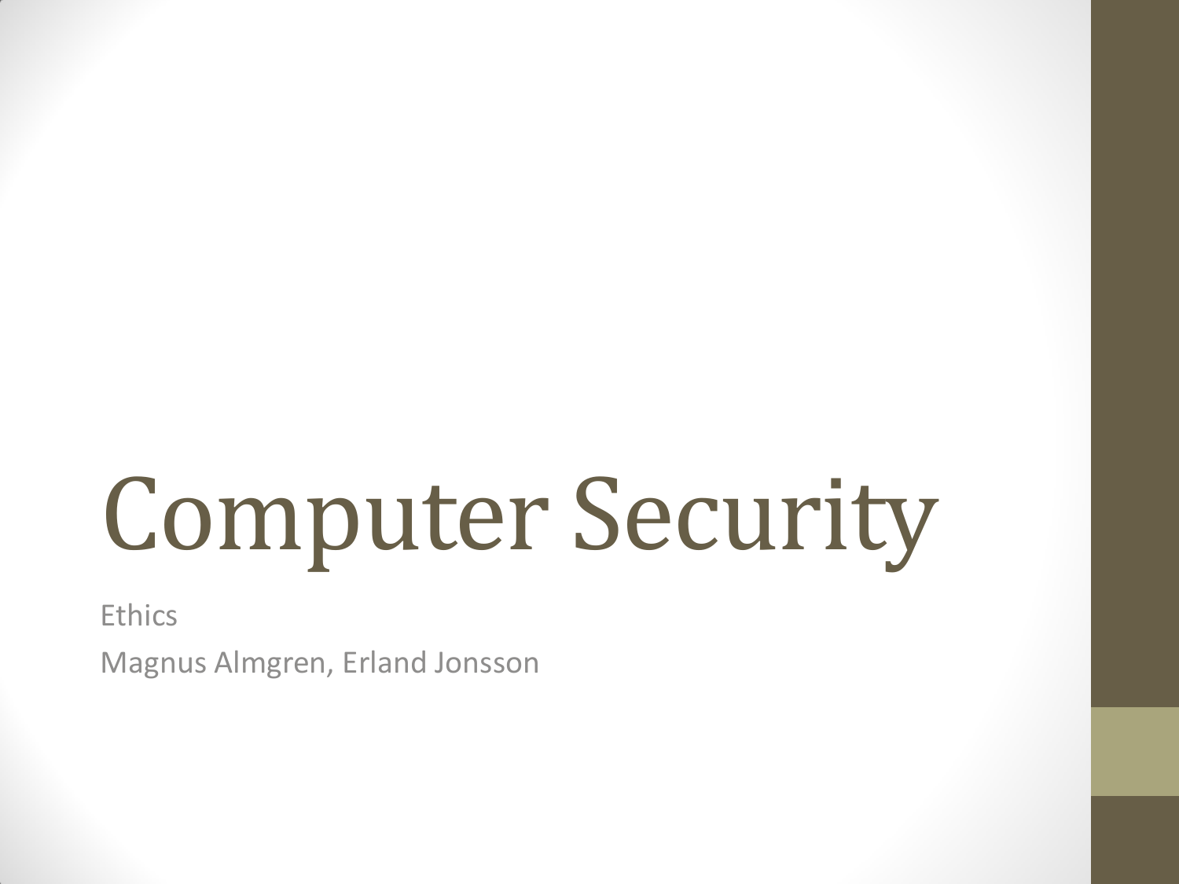# Computer Security

Ethics

Magnus Almgren, Erland Jonsson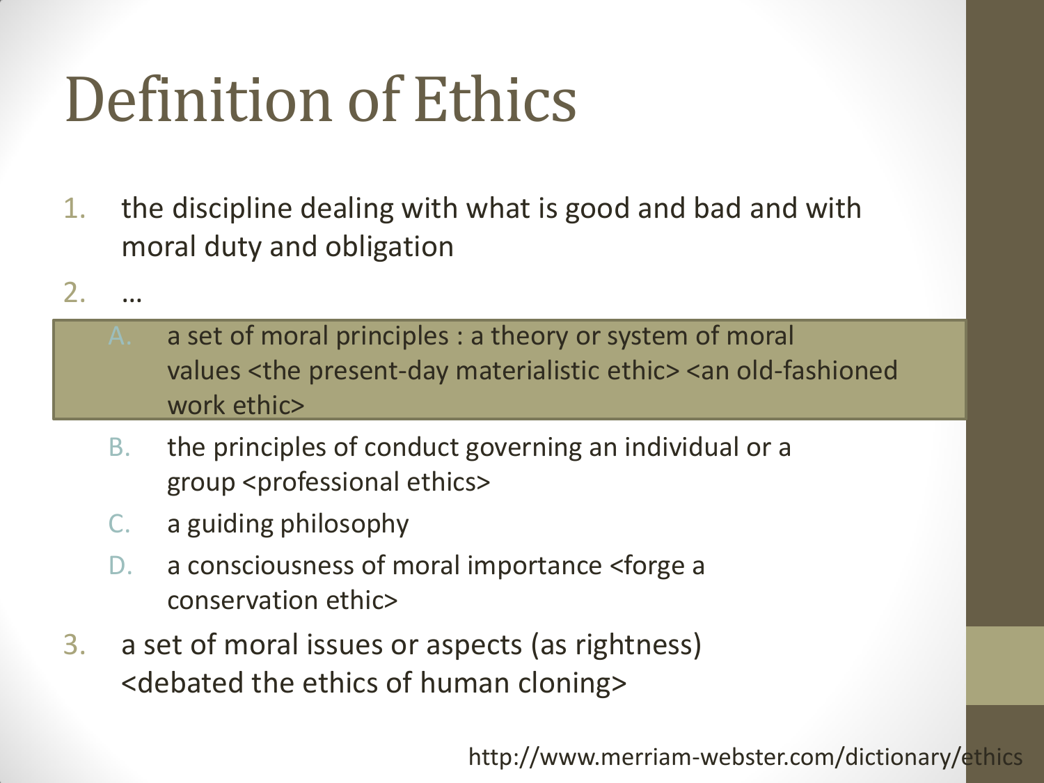# Definition of Ethics

1. the discipline dealing with what is good and bad and with moral duty and obligation
2. …
   - A. a set of moral principles : a theory or system of moral values <the present-day materialistic ethic> <an old-fashioned work ethic>
   - B. the principles of conduct governing an individual or a group <professional ethics>
   - C. a guiding philosophy
   - D. a consciousness of moral importance <forge a conservation ethic>
3. a set of moral issues or aspects (as rightness) <debated the ethics of human cloning>

http://www.merriam-webster.com/dictionary/ethics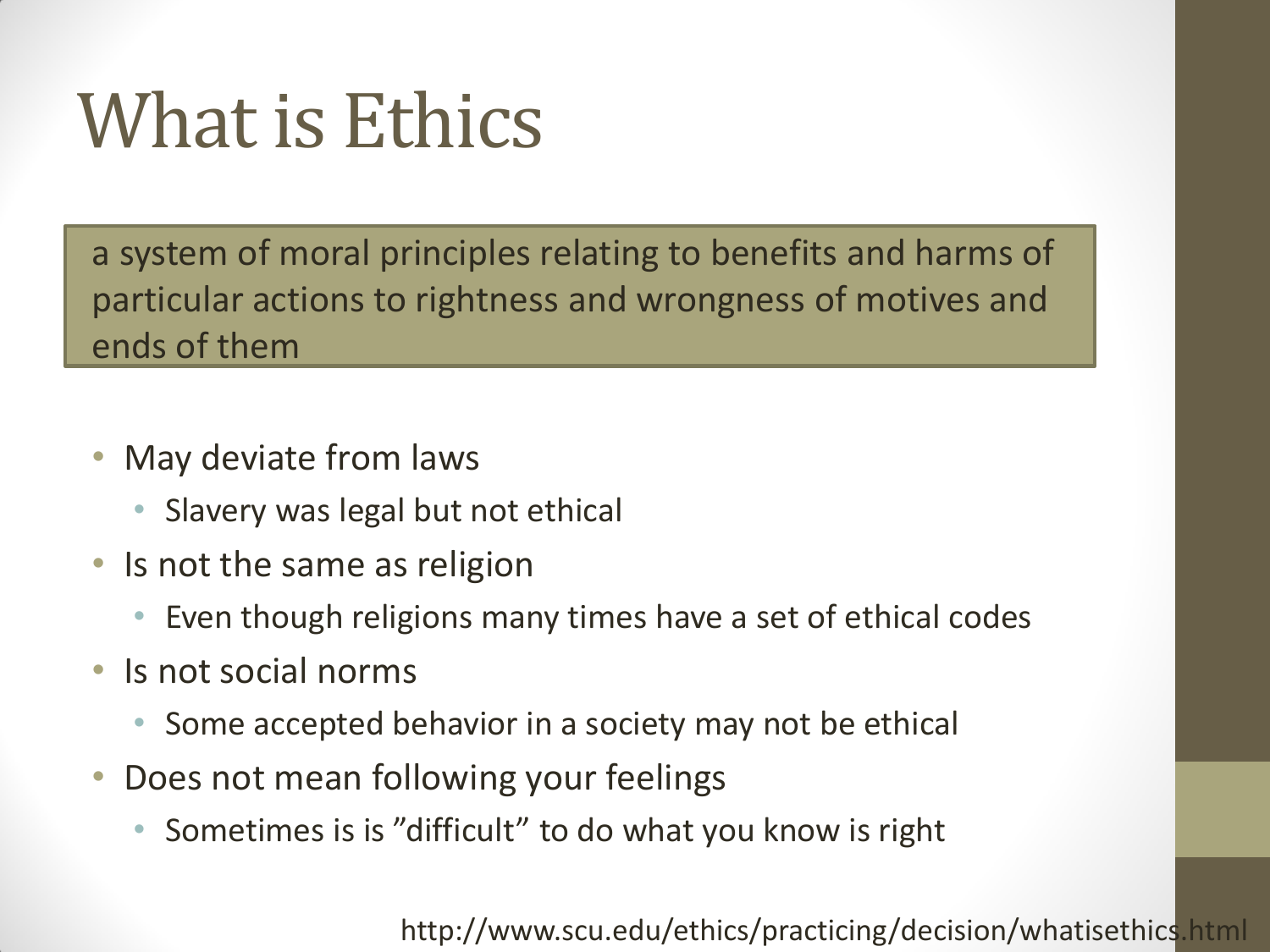# What is Ethics

a system of moral principles relating to benefits and harms of particular actions to rightness and wrongness of motives and ends of them

- May deviate from laws
  - Slavery was legal but not ethical
- Is not the same as religion
  - Even though religions many times have a set of ethical codes
- Is not social norms
  - Some accepted behavior in a society may not be ethical
- Does not mean following your feelings
  - Sometimes is is ”difficult” to do what you know is right

http://www.scu.edu/ethics/practicing/decision/whatisethics.html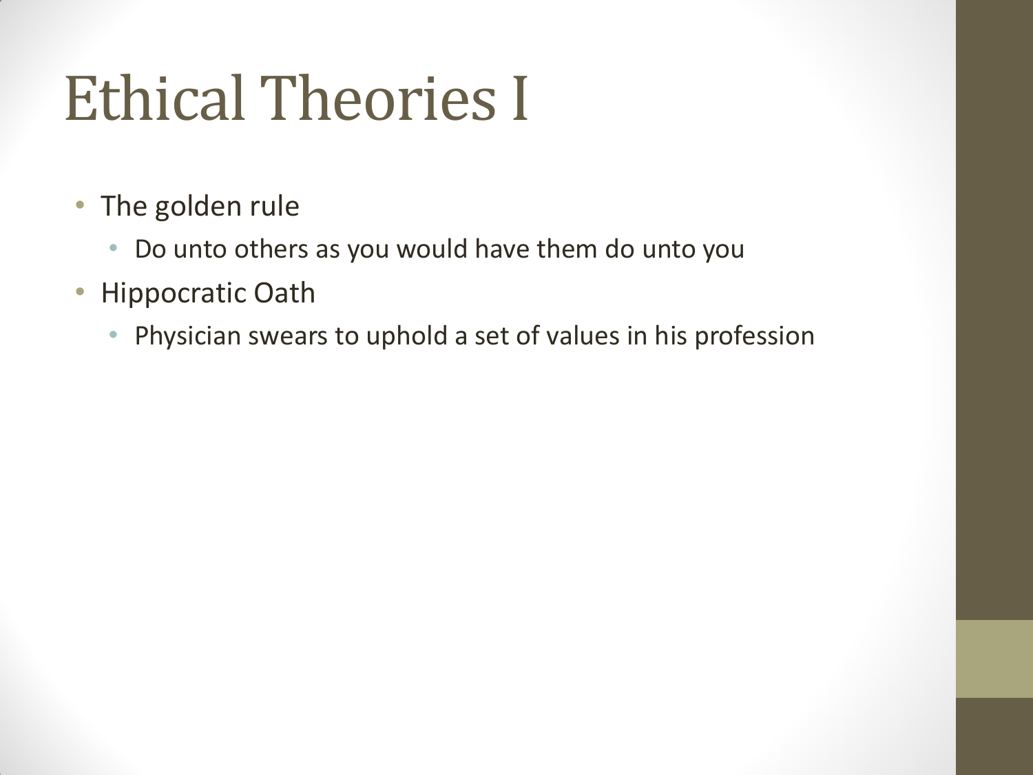# Ethical Theories I

- The golden rule
  - Do unto others as you would have them do unto you
- Hippocratic Oath
  - Physician swears to uphold a set of values in his profession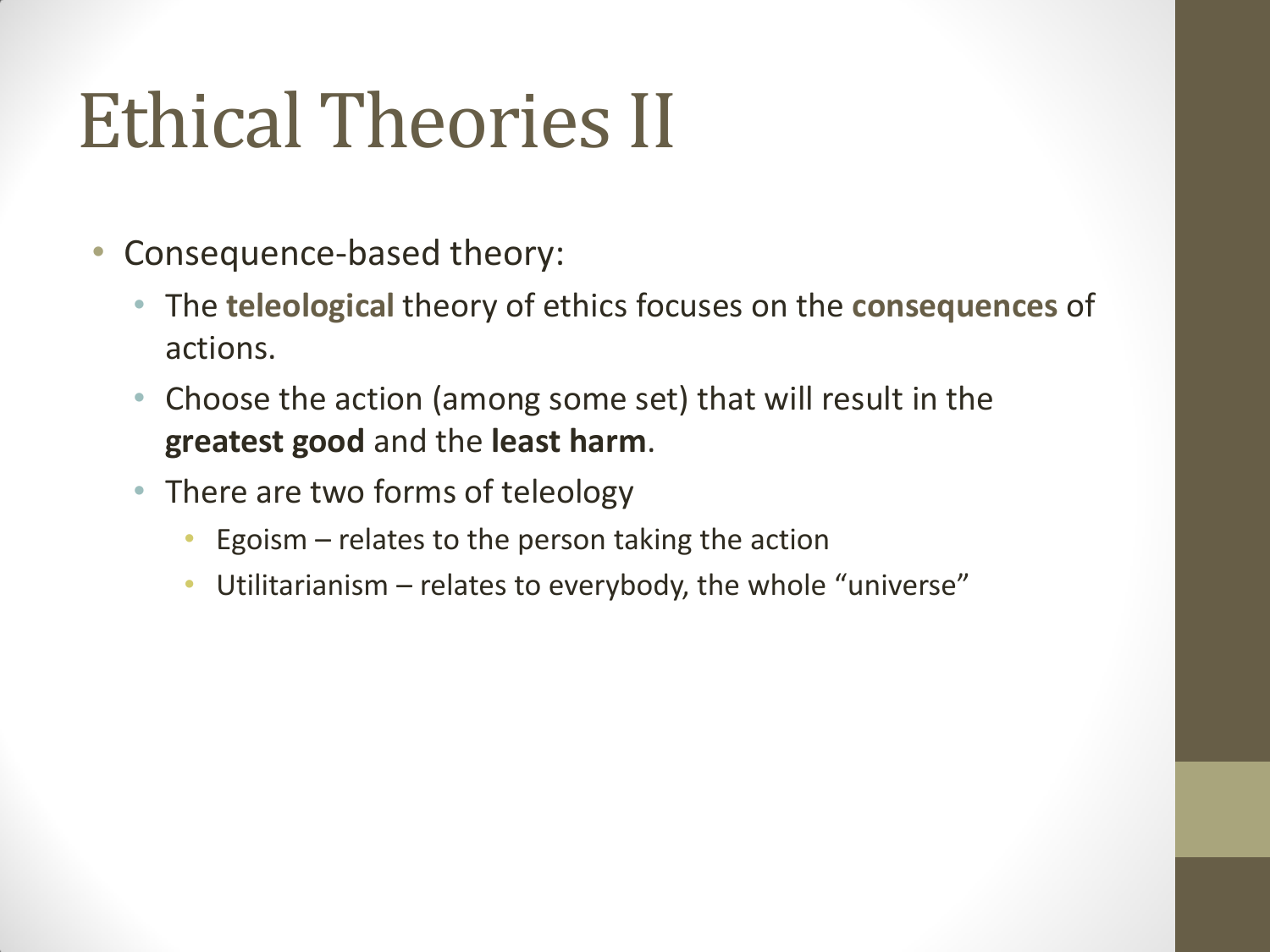# Ethical Theories II

- Consequence-based theory:
  - The **teleological** theory of ethics focuses on the **consequences** of actions.
  - Choose the action (among some set) that will result in the **greatest good** and the **least harm**.
  - There are two forms of teleology
    - Egoism – relates to the person taking the action
    - Utilitarianism – relates to everybody, the whole "universe"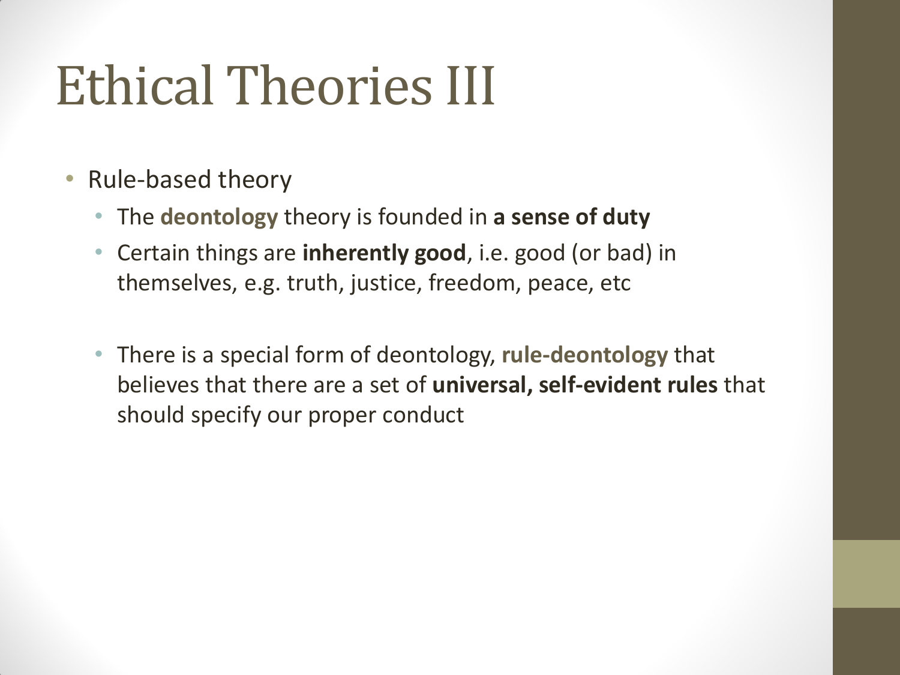# Ethical Theories III

- Rule-based theory
  - The **deontology** theory is founded in **a sense of duty**
  - Certain things are **inherently good**, i.e. good (or bad) in themselves, e.g. truth, justice, freedom, peace, etc
  - There is a special form of deontology, **rule-deontology** that believes that there are a set of **universal, self-evident rules** that should specify our proper conduct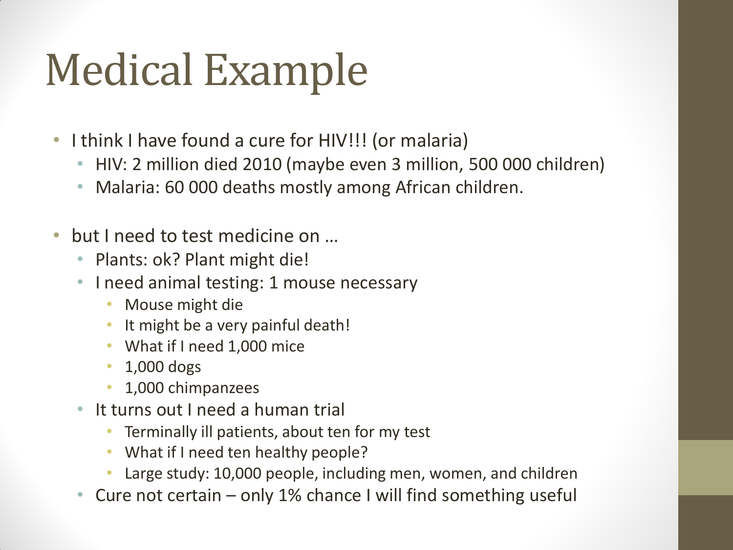# Medical Example

- I think I have found a cure for HIV!!! (or malaria)
  - HIV: 2 million died 2010 (maybe even 3 million, 500 000 children)
  - Malaria: 60 000 deaths mostly among African children.

- but I need to test medicine on …
  - Plants: ok? Plant might die!
  - I need animal testing: 1 mouse necessary
    - Mouse might die
    - It might be a very painful death!
    - What if I need 1,000 mice
    - 1,000 dogs
    - 1,000 chimpanzees
  - It turns out I need a human trial
    - Terminally ill patients, about ten for my test
    - What if I need ten healthy people?
    - Large study: 10,000 people, including men, women, and children
  - Cure not certain – only 1% chance I will find something useful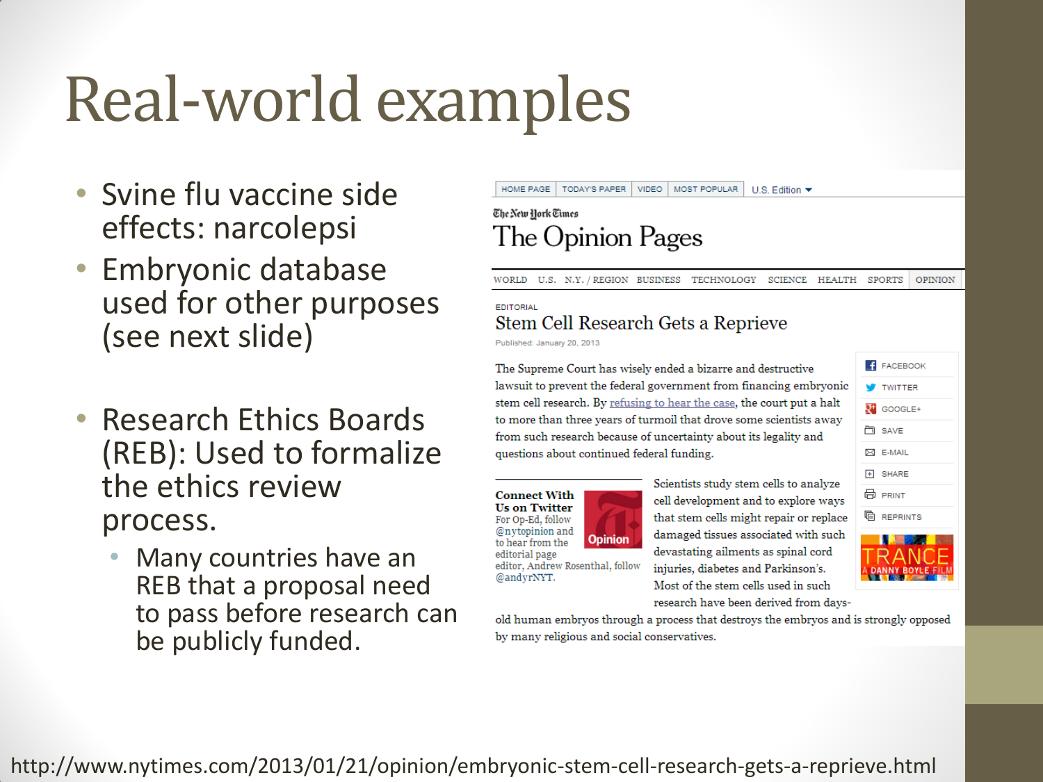# Real-world examples

- Svine flu vaccine side effects: narcolepsi
- Embryonic database used for other purposes (see next slide)

- Research Ethics Boards (REB): Used to formalize the ethics review process.
  - Many countries have an REB that a proposal need to pass before research can be publicly funded.

HOME PAGE | TODAY'S PAPER | VIDEO | MOST POPULAR | U.S. Edition

The New York Times

## The Opinion Pages

WORLD U.S. N.Y. / REGION BUSINESS TECHNOLOGY SCIENCE HEALTH SPORTS OPINION

EDITORIAL

### Stem Cell Research Gets a Reprieve

Published: January 20, 2013

The Supreme Court has wisely ended a bizarre and destructive lawsuit to prevent the federal government from financing embryonic stem cell research. By refusing to hear the case, the court put a halt to more than three years of turmoil that drove some scientists away from such research because of uncertainty about its legality and questions about continued federal funding.

Scientists study stem cells to analyze cell development and to explore ways that stem cells might repair or replace damaged tissues associated with such devastating ailments as spinal cord injuries, diabetes and Parkinson's. Most of the stem cells used in such research have been derived from days-old human embryos through a process that destroys the embryos and is strongly opposed by many religious and social conservatives.

**Connect With Us on Twitter**
For Op-Ed, follow @nytopinion and to hear from the editorial page editor, Andrew Rosenthal, follow @andyrNYT.

FACEBOOK | TWITTER | GOOGLE+ | SAVE | E-MAIL | SHARE | PRINT | REPRINTS

http://www.nytimes.com/2013/01/21/opinion/embryonic-stem-cell-research-gets-a-reprieve.html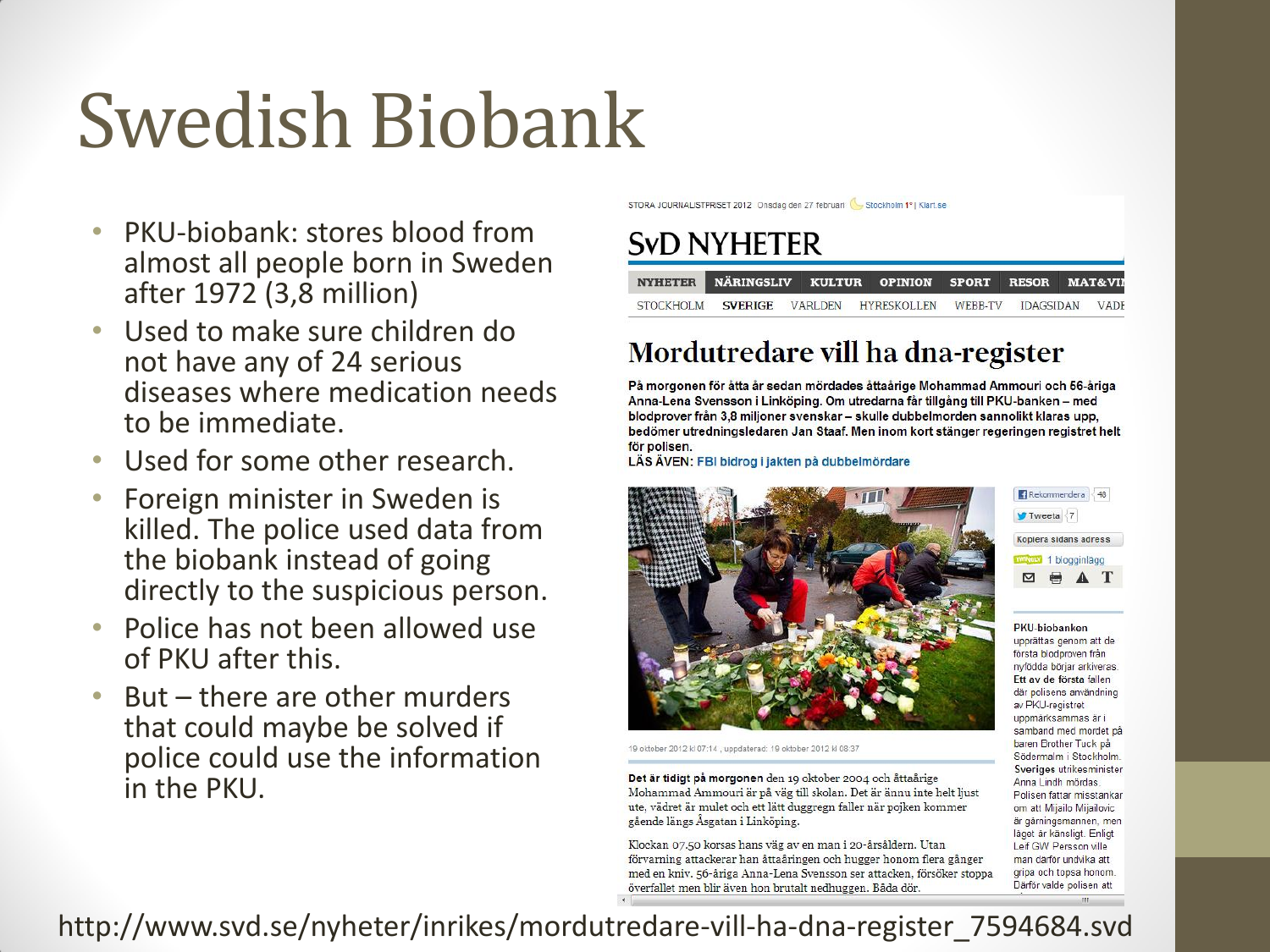# Swedish Biobank

- PKU-biobank: stores blood from almost all people born in Sweden after 1972 (3,8 million)
- Used to make sure children do not have any of 24 serious diseases where medication needs to be immediate.
- Used for some other research.
- Foreign minister in Sweden is killed. The police used data from the biobank instead of going directly to the suspicious person.
- Police has not been allowed use of PKU after this.
- But – there are other murders that could maybe be solved if police could use the information in the PKU.

STORA JOURNALISTPRISET 2012 Onsdag den 27 februari Stockholm 1° | Klart.se

## SvD NYHETER

NYHETER | NÄRINGSLIV | KULTUR | OPINION | SPORT | RESOR | MAT&VI

STOCKHOLM | SVERIGE | VÄRLDEN | HYRESKOLLEN | WEBB-TV | IDAGSIDAN | VADE

### Mordutredare vill ha dna-register

**På morgonen för åtta år sedan mördades åttaårige Mohammad Ammouri och 56-åriga Anna-Lena Svensson i Linköping. Om utredarna får tillgång till PKU-banken – med blodprover från 3,8 miljoner svenskar – skulle dubbelmorden sannolikt klaras upp, bedömer utredningsledaren Jan Staaf. Men inom kort stänger regeringen registret helt för polisen.**

LÄS ÄVEN: FBI bidrog i jakten på dubbelmördare

19 oktober 2012 kl 07:14 , uppdaterad: 19 oktober 2012 kl 08:37

**Det är tidigt på morgonen** den 19 oktober 2004 och åttaårige Mohammad Ammouri är på väg till skolan. Det är ännu inte helt ljust ute, vädret är mulet och ett lätt duggregn faller när pojken kommer gående längs Åsgatan i Linköping.

Klockan 07.50 korsas hans väg av en man i 20-årsåldern. Utan förvarning attackerar han åttaåringen och hugger honom flera gånger med en kniv. 56-åriga Anna-Lena Svensson ser attacken, försöker stoppa överfallet men blir även hon brutalt nedhuggen. Båda dör.

Rekommendera 46 | Tweeta 7 | Kopiera sidans adress | 1 blogginlägg

**PKU-biobanken** upprättas genom att de första blodproven från nyfödda börjar arkiveras.
**Ett av de första fallen** där polisens användning av PKU-registret uppmärksammas är i samband med mordet på baren Brother Tuck på Södermalm i Stockholm.
**Sveriges** utrikesminister Anna Lindh mördas. Polisen fattar misstankar om att Mijailo Mijailovic är gärningsmannen, men läget är känsligt. Enligt Leif GW Persson ville man därför undvika att gripa och topsa honom. Därför valde polisen att

http://www.svd.se/nyheter/inrikes/mordutredare-vill-ha-dna-register_7594684.svd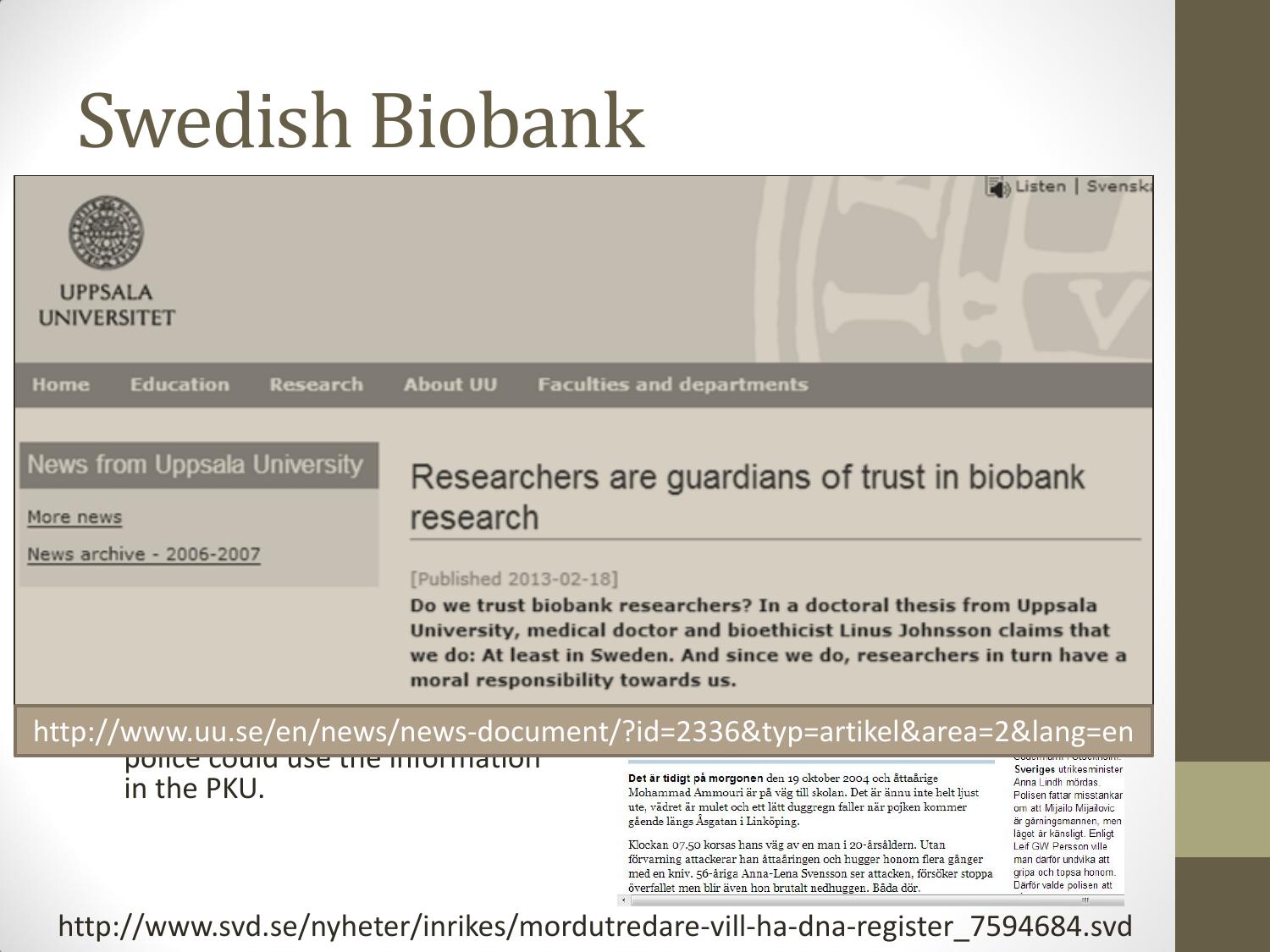# Swedish Biobank

UPPSALA UNIVERSITET

Listen | Svenska

Home | Education | Research | About UU | Faculties and departments

News from Uppsala University

More news

News archive - 2006-2007

## Researchers are guardians of trust in biobank research

[Published 2013-02-18]

**Do we trust biobank researchers? In a doctoral thesis from Uppsala University, medical doctor and bioethicist Linus Johnsson claims that we do: At least in Sweden. And since we do, researchers in turn have a moral responsibility towards us.**

http://www.uu.se/en/news/news-document/?id=2336&typ=artikel&area=2&lang=en

police could use the information in the PKU.

**Det är tidigt på morgonen** den 19 oktober 2004 och åttaårige Mohammad Ammouri är på väg till skolan. Det är ännu inte helt ljust ute, vädret är mulet och ett lätt duggregn faller när pojken kommer gående längs Åsgatan i Linköping.

Klockan 07.50 korsas hans väg av en man i 20-årsåldern. Utan förvarning attackerar han åttaåringen och hugger honom flera gånger med en kniv. 56-åriga Anna-Lena Svensson ser attacken, försöker stoppa överfallet men blir även hon brutalt nedhuggen. Båda dör.

Sveriges utrikesminister Anna Lindh mördas. Polisen fattar misstankar om att Mijailo Mijailovic är gärningsmannen, men läget är känsligt. Enligt Leif GW Persson ville man därför undvika att gripa och topsa honom. Därför valde polisen att

http://www.svd.se/nyheter/inrikes/mordutredare-vill-ha-dna-register_7594684.svd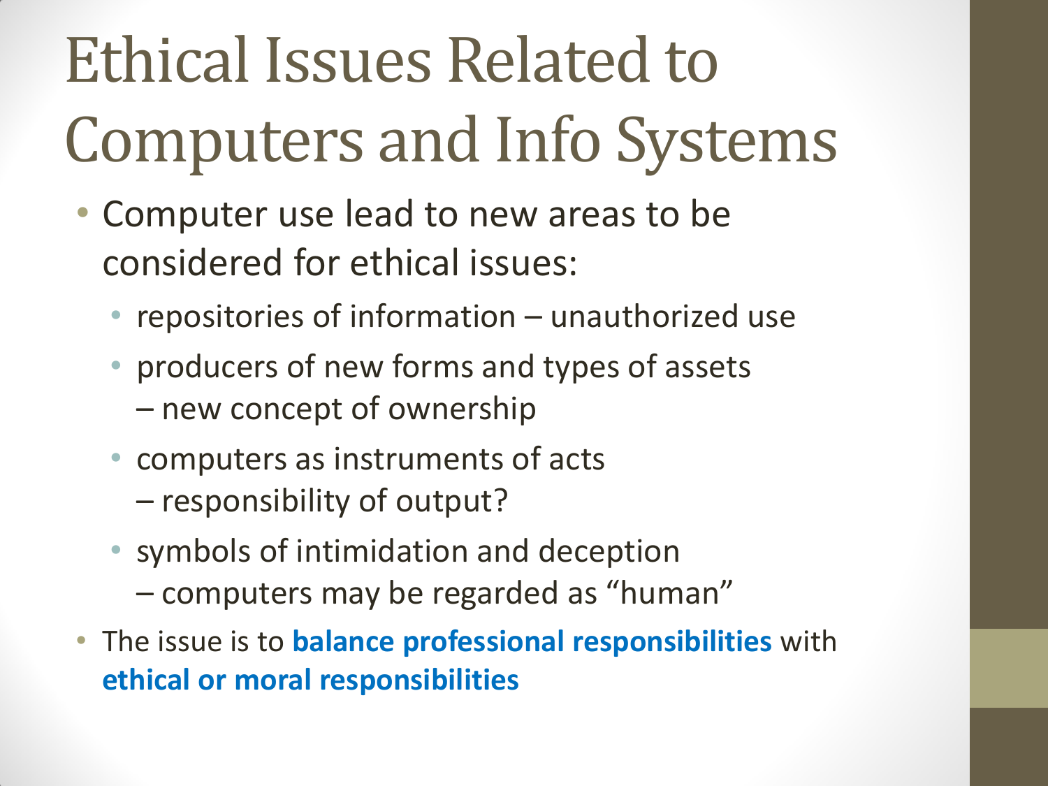# Ethical Issues Related to Computers and Info Systems

- Computer use lead to new areas to be considered for ethical issues:
  - repositories of information – unauthorized use
  - producers of new forms and types of assets – new concept of ownership
  - computers as instruments of acts – responsibility of output?
  - symbols of intimidation and deception – computers may be regarded as "human"
- The issue is to **balance professional responsibilities** with **ethical or moral responsibilities**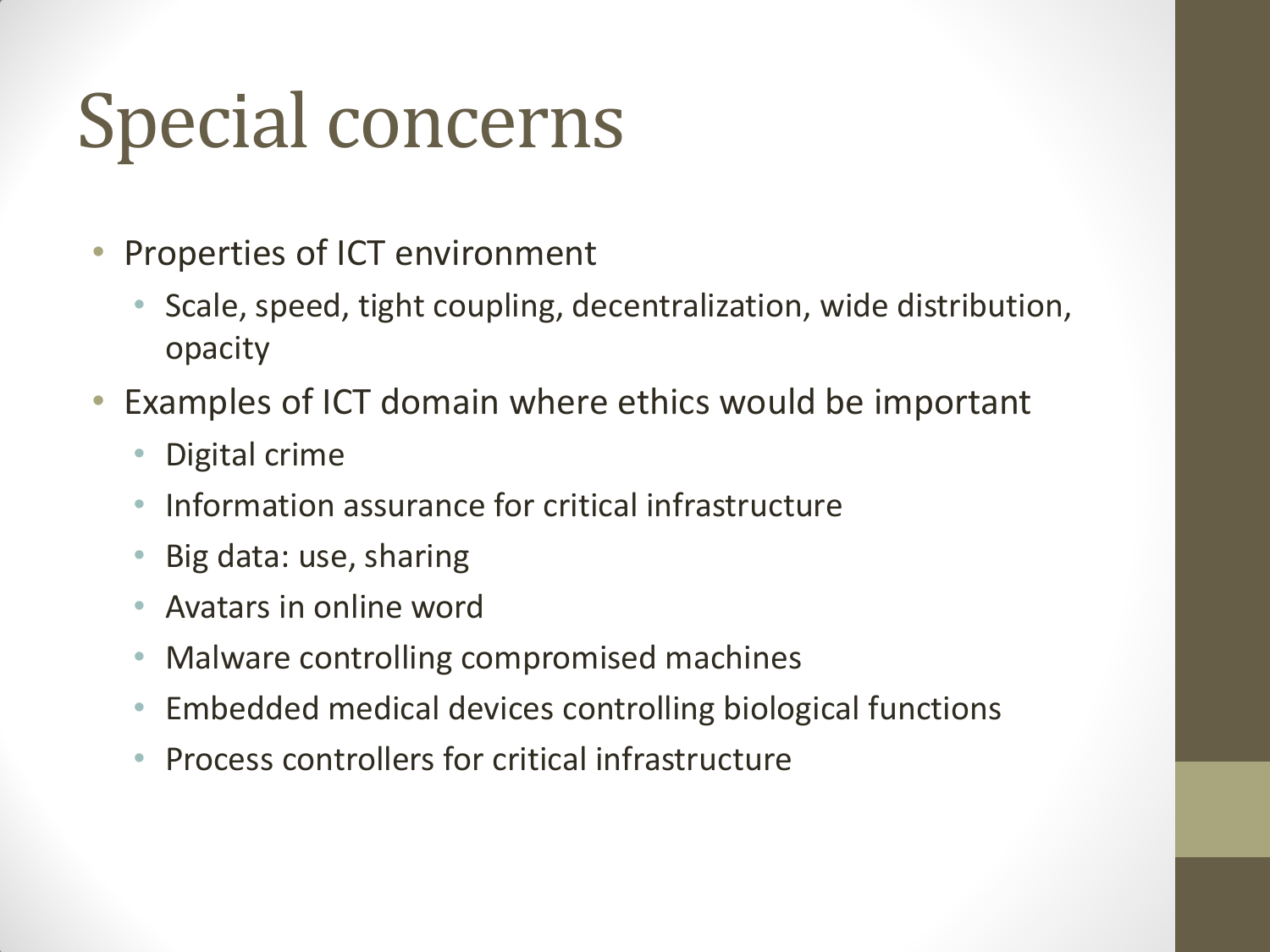# Special concerns

- Properties of ICT environment
  - Scale, speed, tight coupling, decentralization, wide distribution, opacity
- Examples of ICT domain where ethics would be important
  - Digital crime
  - Information assurance for critical infrastructure
  - Big data: use, sharing
  - Avatars in online word
  - Malware controlling compromised machines
  - Embedded medical devices controlling biological functions
  - Process controllers for critical infrastructure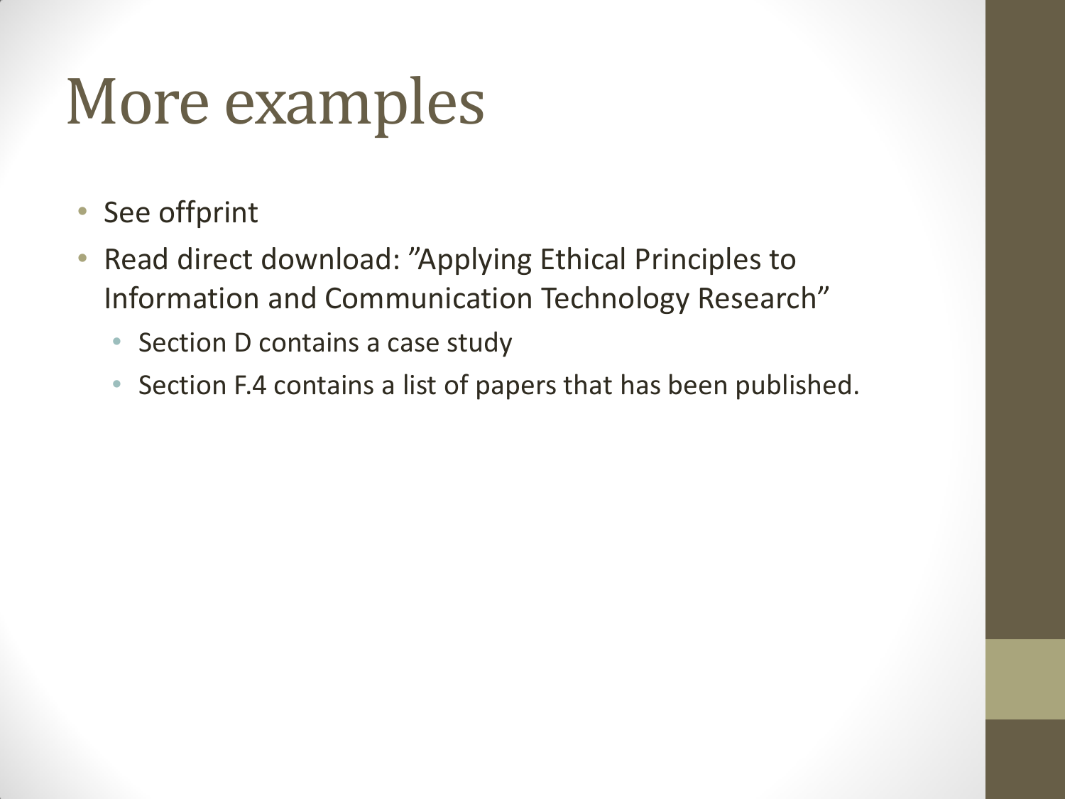# More examples

- See offprint
- Read direct download: ”Applying Ethical Principles to Information and Communication Technology Research”
  - Section D contains a case study
  - Section F.4 contains a list of papers that has been published.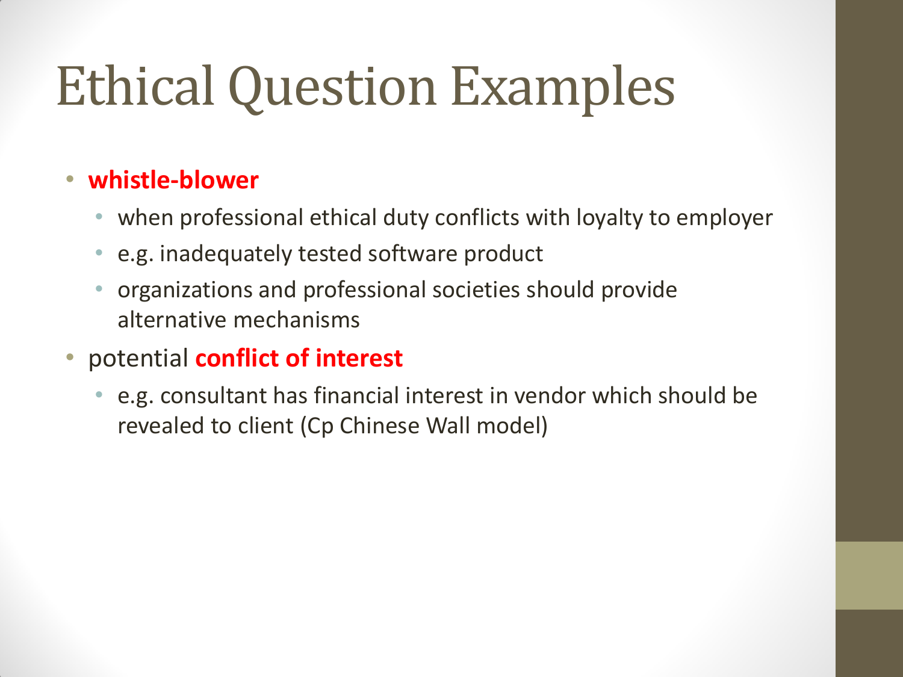# Ethical Question Examples

- **whistle-blower**
  - when professional ethical duty conflicts with loyalty to employer
  - e.g. inadequately tested software product
  - organizations and professional societies should provide alternative mechanisms
- potential **conflict of interest**
  - e.g. consultant has financial interest in vendor which should be revealed to client (Cp Chinese Wall model)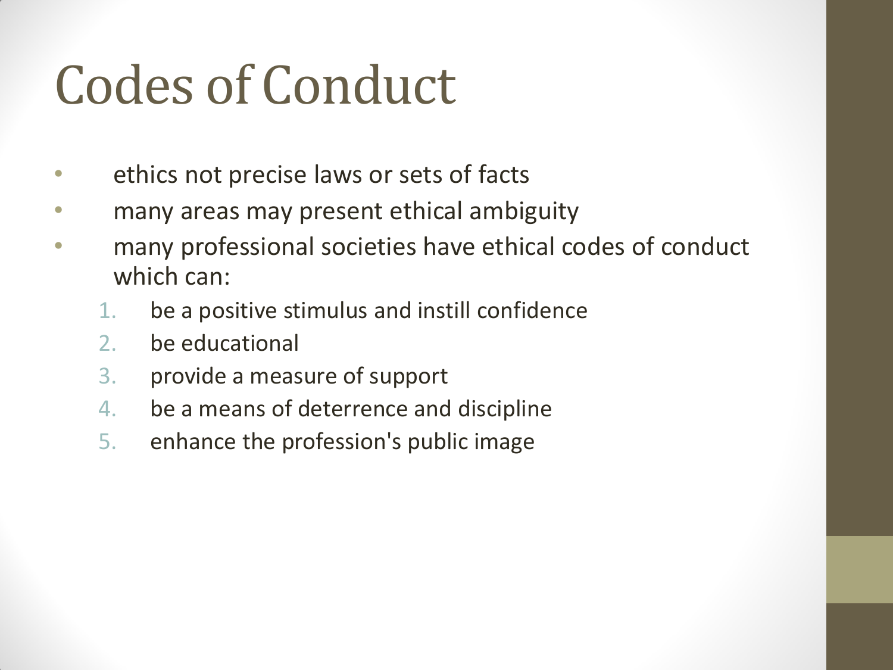# Codes of Conduct

- ethics not precise laws or sets of facts
- many areas may present ethical ambiguity
- many professional societies have ethical codes of conduct which can:
  1. be a positive stimulus and instill confidence
  2. be educational
  3. provide a measure of support
  4. be a means of deterrence and discipline
  5. enhance the profession's public image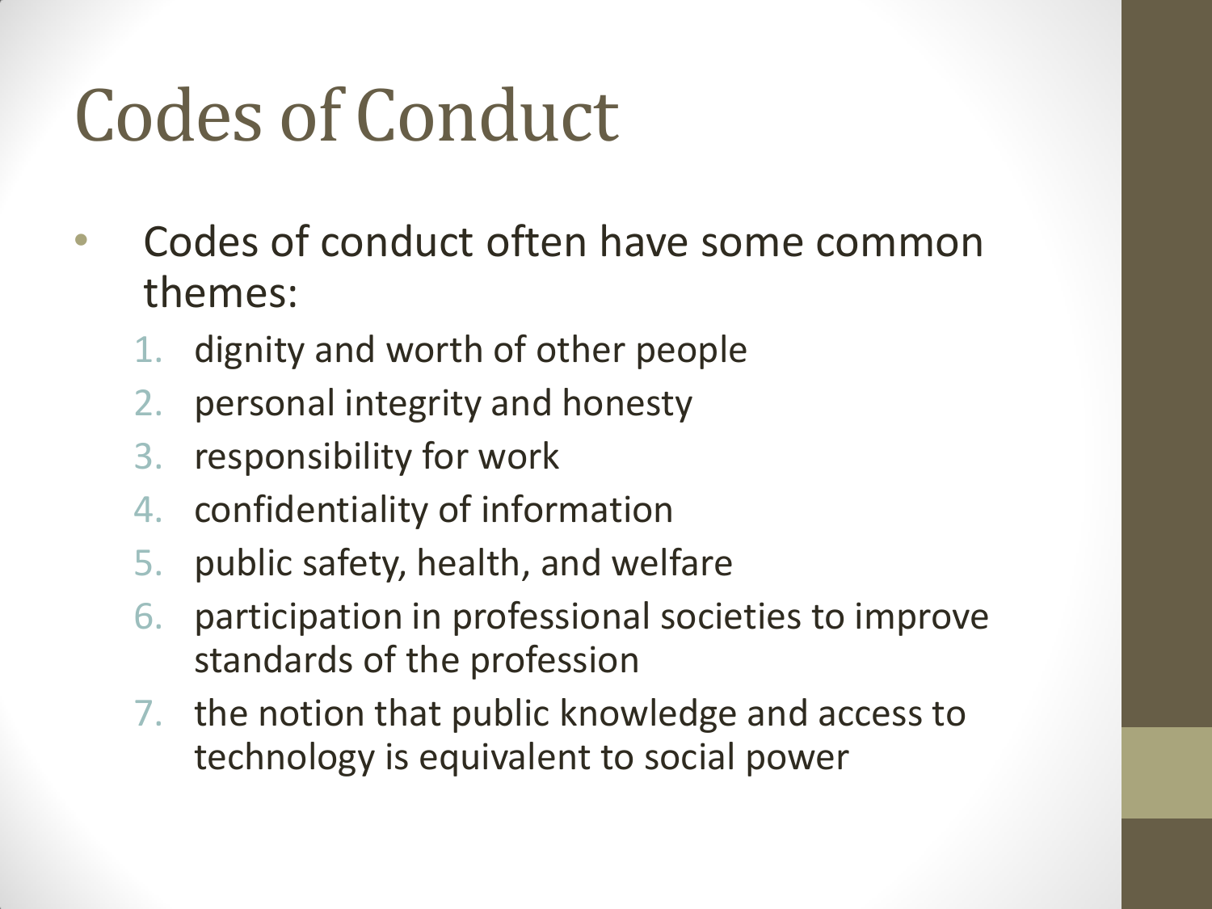# Codes of Conduct

- Codes of conduct often have some common themes:
  1. dignity and worth of other people
  2. personal integrity and honesty
  3. responsibility for work
  4. confidentiality of information
  5. public safety, health, and welfare
  6. participation in professional societies to improve standards of the profession
  7. the notion that public knowledge and access to technology is equivalent to social power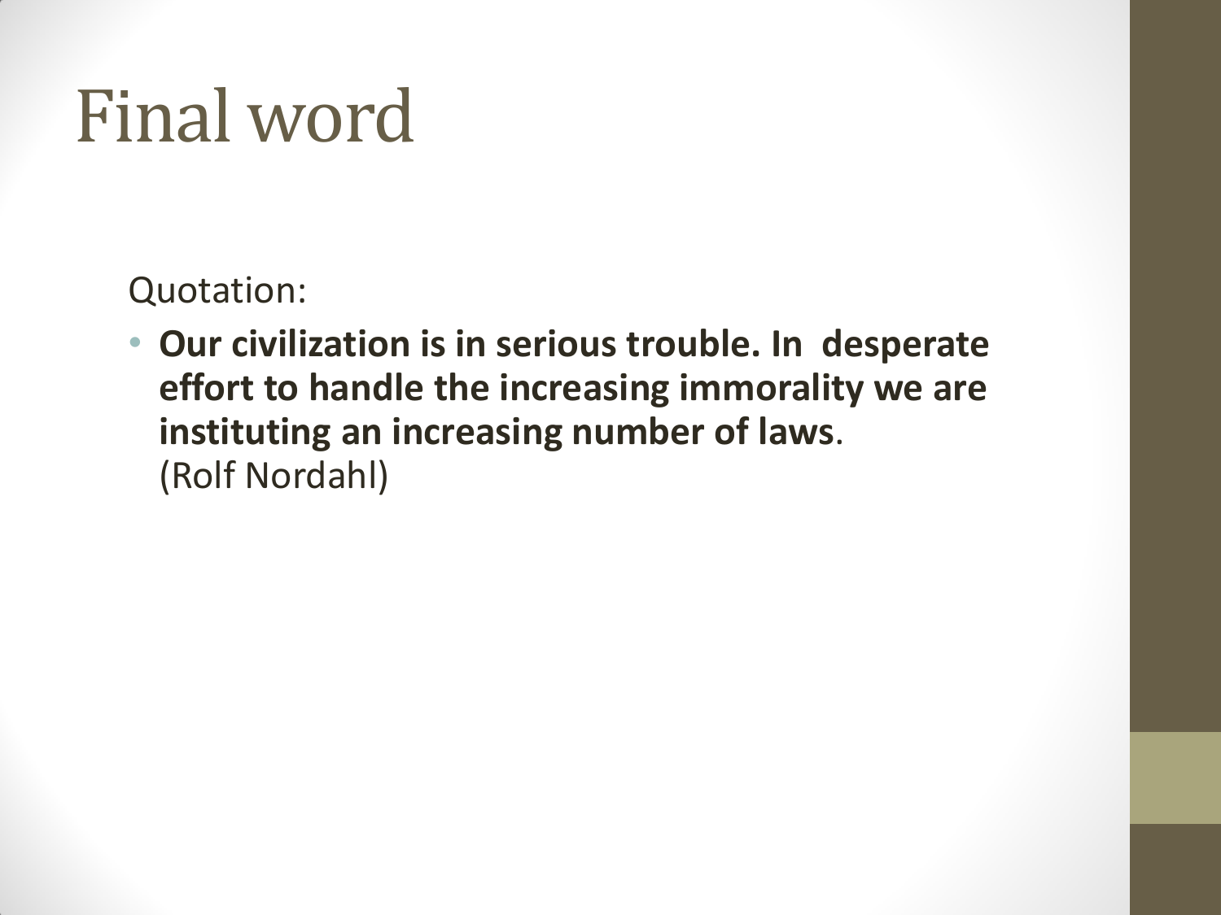# Final word

Quotation:

- **Our civilization is in serious trouble. In desperate effort to handle the increasing immorality we are instituting an increasing number of laws**. (Rolf Nordahl)